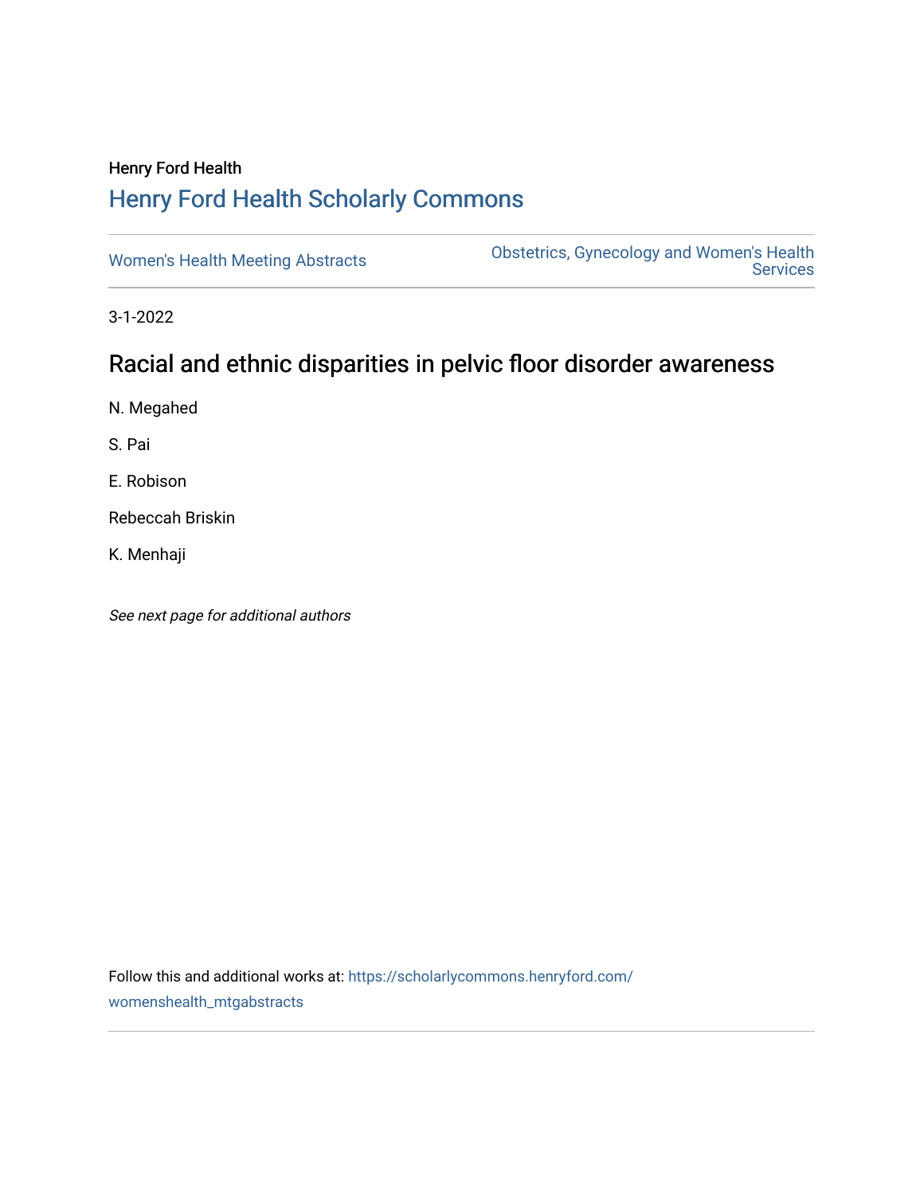Henry Ford Health

## Henry Ford Health Scholarly Commons

Women's Health Meeting Abstracts

Obstetrics, Gynecology and Women's Health Services

3-1-2022

# Racial and ethnic disparities in pelvic floor disorder awareness

N. Megahed

S. Pai

E. Robison

Rebeccah Briskin

K. Menhaji

*See next page for additional authors*

Follow this and additional works at: https://scholarlycommons.henryford.com/womenshealth_mtgabstracts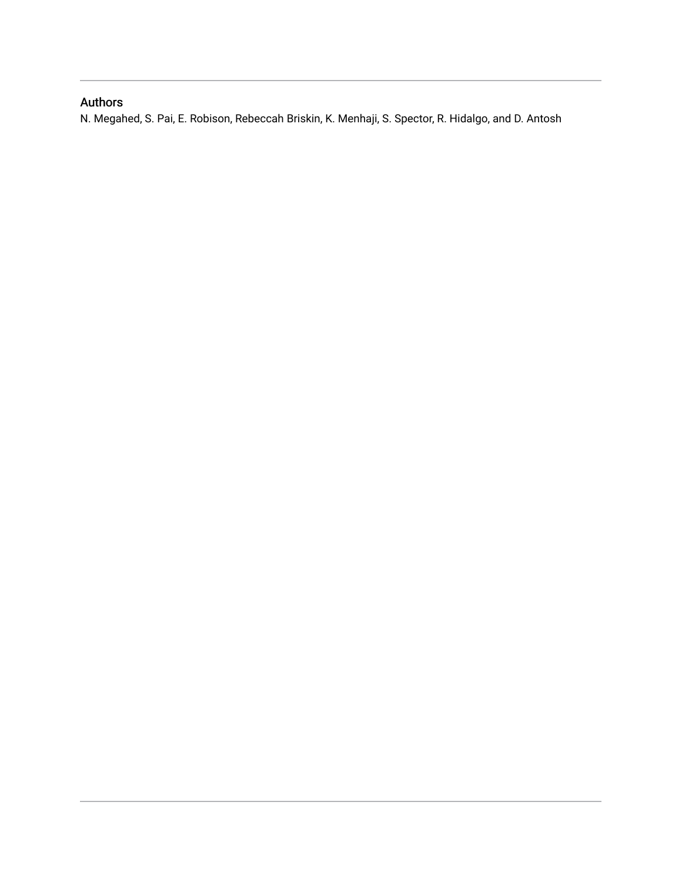## Authors

N. Megahed, S. Pai, E. Robison, Rebeccah Briskin, K. Menhaji, S. Spector, R. Hidalgo, and D. Antosh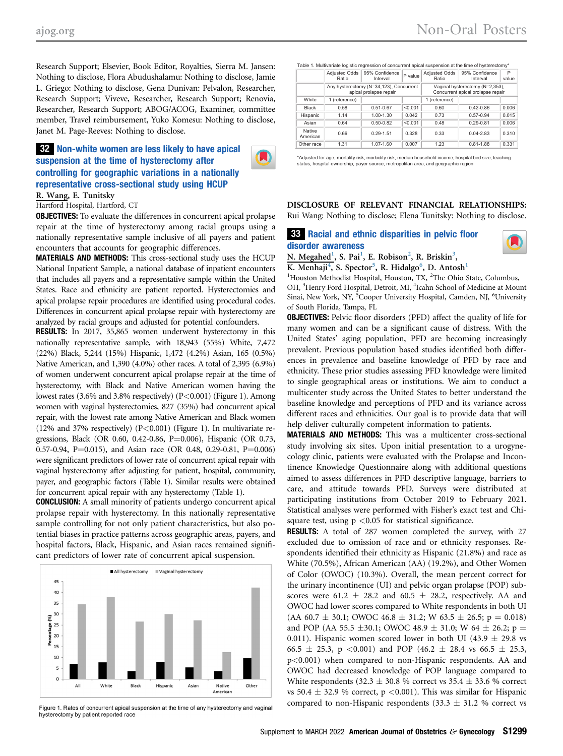Research Support; Elsevier, Book Editor, Royalties, Sierra M. Jansen: Nothing to disclose, Flora Abudushalamu: Nothing to disclose, Jamie L. Griego: Nothing to disclose, Gena Dunivan: Pelvalon, Researcher, Research Support; Viveve, Researcher, Research Support; Renovia, Researcher, Research Support; ABOG/ACOG, Examiner, committee member, Travel reimbursement, Yuko Komesu: Nothing to disclose, Janet M. Page-Reeves: Nothing to disclose.

## 32 Non-white women are less likely to have apical suspension at the time of hysterectomy after controlling for geographic variations in a nationally representative cross-sectional study using HCUP

R. Wang, E. Tunitsky

Hartford Hospital, Hartford, CT

**OBJECTIVES:** To evaluate the differences in concurrent apical prolapse repair at the time of hysterectomy among racial groups using a nationally representative sample inclusive of all payers and patient encounters that accounts for geographic differences.

**MATERIALS AND METHODS:** This cross-sectional study uses the HCUP National Inpatient Sample, a national database of inpatient encounters that includes all payers and a representative sample within the United States. Race and ethnicity are patient reported. Hysterectomies and apical prolapse repair procedures are identified using procedural codes. Differences in concurrent apical prolapse repair with hysterectomy are analyzed by racial groups and adjusted for potential confounders.

**RESULTS:** In 2017, 35,865 women underwent hysterectomy in this nationally representative sample, with 18,943 (55%) White, 7,472 (22%) Black, 5,244 (15%) Hispanic, 1,472 (4.2%) Asian, 165 (0.5%) Native American, and 1,390 (4.0%) other races. A total of 2,395 (6.9%) of women underwent concurrent apical prolapse repair at the time of hysterectomy, with Black and Native American women having the lowest rates (3.6% and 3.8% respectively) (P<0.001) (Figure 1). Among women with vaginal hysterectomies, 827 (35%) had concurrent apical repair, with the lowest rate among Native American and Black women (12% and 37% respectively) (P<0.001) (Figure 1). In multivariate regressions, Black (OR 0.60, 0.42-0.86, P=0.006), Hispanic (OR 0.73, 0.57-0.94, P=0.015), and Asian race (OR 0.48, 0.29-0.81, P=0.006) were significant predictors of lower rate of concurrent apical repair with vaginal hysterectomy after adjusting for patient, hospital, community, payer, and geographic factors (Table 1). Similar results were obtained for concurrent apical repair with any hysterectomy (Table 1).

**CONCLUSION:** A small minority of patients undergo concurrent apical prolapse repair with hysterectomy. In this nationally representative sample controlling for not only patient characteristics, but also potential biases in practice patterns across geographic areas, payers, and hospital factors, Black, Hispanic, and Asian races remained significant predictors of lower rate of concurrent apical suspension.

Figure 1. Rates of concurrent apical suspension at the time of any hysterectomy and vaginal hysterectomy by patient reported race

Table 1. Multivariate logistic regression of concurrent apical suspension at the time of hysterectomy*

| | Adjusted Odds Ratio | 95% Confidence Interval | P value | Adjusted Odds Ratio | 95% Confidence Interval | P value |
|---|---|---|---|---|---|---|
| | Any hysterectomy (N=34,123), Concurrent apical prolapse repair | | | Vaginal hysterectomy (N=2,353), Concurrent apical prolapse repair | | |
| White | 1 (reference) | | | 1 (reference) | | |
| Black | 0.58 | 0.51-0.67 | <0.001 | 0.60 | 0.42-0.86 | 0.006 |
| Hispanic | 1.14 | 1.00-1.30 | 0.042 | 0.73 | 0.57-0.94 | 0.015 |
| Asian | 0.64 | 0.50-0.82 | <0.001 | 0.48 | 0.29-0.81 | 0.006 |
| Native American | 0.66 | 0.29-1.51 | 0.328 | 0.33 | 0.04-2.83 | 0.310 |
| Other race | 1.31 | 1.07-1.60 | 0.007 | 1.23 | 0.81-1.88 | 0.331 |

*Adjusted for age, mortality risk, morbidity risk, median household income, hospital bed size, teaching status, hospital ownership, payer source, metropolitan area, and geographic region

**DISCLOSURE OF RELEVANT FINANCIAL RELATIONSHIPS:** Rui Wang: Nothing to disclose; Elena Tunitsky: Nothing to disclose.

## 33 Racial and ethnic disparities in pelvic floor disorder awareness

N. Megahed[1], S. Pai[1], E. Robison[2], R. Briskin[3], K. Menhaji[4], S. Spector[5], R. Hidalgo[6], D. Antosh[1]

[1]Houston Methodist Hospital, Houston, TX, [2]The Ohio State, Columbus, OH, [3]Henry Ford Hospital, Detroit, MI, [4]Icahn School of Medicine at Mount Sinai, New York, NY, [5]Cooper University Hospital, Camden, NJ, [6]University of South Florida, Tampa, FL

**OBJECTIVES:** Pelvic floor disorders (PFD) affect the quality of life for many women and can be a significant cause of distress. With the United States' aging population, PFD are becoming increasingly prevalent. Previous population based studies identified both differences in prevalence and baseline knowledge of PFD by race and ethnicity. These prior studies assessing PFD knowledge were limited to single geographical areas or institutions. We aim to conduct a multicenter study across the United States to better understand the baseline knowledge and perceptions of PFD and its variance across different races and ethnicities. Our goal is to provide data that will help deliver culturally competent information to patients.

**MATERIALS AND METHODS:** This was a multicenter cross-sectional study involving six sites. Upon initial presentation to a urogynecology clinic, patients were evaluated with the Prolapse and Incontinence Knowledge Questionnaire along with additional questions aimed to assess differences in PFD descriptive language, barriers to care, and attitude towards PFD. Surveys were distributed at participating institutions from October 2019 to February 2021. Statistical analyses were performed with Fisher's exact test and Chi-square test, using p <0.05 for statistical significance.

**RESULTS:** A total of 287 women completed the survey, with 27 excluded due to omission of race and or ethnicity responses. Respondents identified their ethnicity as Hispanic (21.8%) and race as White (70.5%), African American (AA) (19.2%), and Other Women of Color (OWOC) (10.3%). Overall, the mean percent correct for the urinary incontinence (UI) and pelvic organ prolapse (POP) subscores were 61.2 ± 28.2 and 60.5 ± 28.2, respectively. AA and OWOC had lower scores compared to White respondents in both UI (AA 60.7 ± 30.1; OWOC 46.8 ± 31.2; W 63.5 ± 26.5; p = 0.018) and POP (AA 55.5 ±30.1; OWOC 48.9 ± 31.0; W 64 ± 26.2; p = 0.011). Hispanic women scored lower in both UI (43.9 ± 29.8 vs 66.5 ± 25.3, p <0.001) and POP (46.2 ± 28.4 vs 66.5 ± 25.3, p<0.001) when compared to non-Hispanic respondents. AA and OWOC had decreased knowledge of POP language compared to White respondents (32.3 ± 30.8 vs 35.4 ± 33.6 % correct vs 50.4 ± 32.9 % correct, p <0.001). This was similar for Hispanic compared to non-Hispanic respondents (33.3 ± 31.2 % correct vs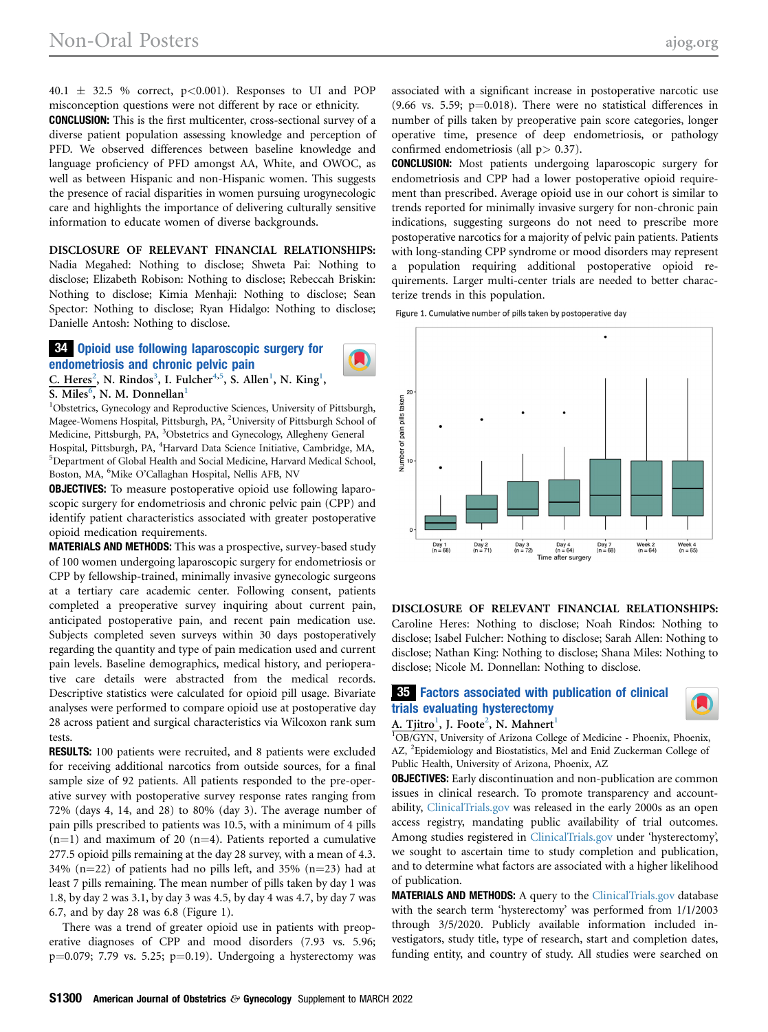40.1 ± 32.5 % correct, p<0.001). Responses to UI and POP misconception questions were not different by race or ethnicity.

**CONCLUSION:** This is the first multicenter, cross-sectional survey of a diverse patient population assessing knowledge and perception of PFD. We observed differences between baseline knowledge and language proficiency of PFD amongst AA, White, and OWOC, as well as between Hispanic and non-Hispanic women. This suggests the presence of racial disparities in women pursuing urogynecologic care and highlights the importance of delivering culturally sensitive information to educate women of diverse backgrounds.

**DISCLOSURE OF RELEVANT FINANCIAL RELATIONSHIPS:** Nadia Megahed: Nothing to disclose; Shweta Pai: Nothing to disclose; Elizabeth Robison: Nothing to disclose; Rebeccah Briskin: Nothing to disclose; Kimia Menhaji: Nothing to disclose; Sean Spector: Nothing to disclose; Ryan Hidalgo: Nothing to disclose; Danielle Antosh: Nothing to disclose.

## 34 Opioid use following laparoscopic surgery for endometriosis and chronic pelvic pain

C. Heres[2], N. Rindos[3], I. Fulcher[4,5], S. Allen[1], N. King[1], S. Miles[6], N. M. Donnellan[1]

[1]Obstetrics, Gynecology and Reproductive Sciences, University of Pittsburgh, Magee-Womens Hospital, Pittsburgh, PA, [2]University of Pittsburgh School of Medicine, Pittsburgh, PA, [3]Obstetrics and Gynecology, Allegheny General Hospital, Pittsburgh, PA, [4]Harvard Data Science Initiative, Cambridge, MA, [5]Department of Global Health and Social Medicine, Harvard Medical School, Boston, MA, [6]Mike O'Callaghan Hospital, Nellis AFB, NV

**OBJECTIVES:** To measure postoperative opioid use following laparoscopic surgery for endometriosis and chronic pelvic pain (CPP) and identify patient characteristics associated with greater postoperative opioid medication requirements.

**MATERIALS AND METHODS:** This was a prospective, survey-based study of 100 women undergoing laparoscopic surgery for endometriosis or CPP by fellowship-trained, minimally invasive gynecologic surgeons at a tertiary care academic center. Following consent, patients completed a preoperative survey inquiring about current pain, anticipated postoperative pain, and recent pain medication use. Subjects completed seven surveys within 30 days postoperatively regarding the quantity and type of pain medication used and current pain levels. Baseline demographics, medical history, and perioperative care details were abstracted from the medical records. Descriptive statistics were calculated for opioid pill usage. Bivariate analyses were performed to compare opioid use at postoperative day 28 across patient and surgical characteristics via Wilcoxon rank sum tests.

**RESULTS:** 100 patients were recruited, and 8 patients were excluded for receiving additional narcotics from outside sources, for a final sample size of 92 patients. All patients responded to the pre-operative survey with postoperative survey response rates ranging from 72% (days 4, 14, and 28) to 80% (day 3). The average number of pain pills prescribed to patients was 10.5, with a minimum of 4 pills (n=1) and maximum of 20 (n=4). Patients reported a cumulative 277.5 opioid pills remaining at the day 28 survey, with a mean of 4.3. 34% (n=22) of patients had no pills left, and 35% (n=23) had at least 7 pills remaining. The mean number of pills taken by day 1 was 1.8, by day 2 was 3.1, by day 3 was 4.5, by day 4 was 4.7, by day 7 was 6.7, and by day 28 was 6.8 (Figure 1).

There was a trend of greater opioid use in patients with preoperative diagnoses of CPP and mood disorders (7.93 vs. 5.96; p=0.079; 7.79 vs. 5.25; p=0.19). Undergoing a hysterectomy was associated with a significant increase in postoperative narcotic use (9.66 vs. 5.59; p=0.018). There were no statistical differences in number of pills taken by preoperative pain score categories, longer operative time, presence of deep endometriosis, or pathology confirmed endometriosis (all p> 0.37).

**CONCLUSION:** Most patients undergoing laparoscopic surgery for endometriosis and CPP had a lower postoperative opioid requirement than prescribed. Average opioid use in our cohort is similar to trends reported for minimally invasive surgery for non-chronic pain indications, suggesting surgeons do not need to prescribe more postoperative narcotics for a majority of pelvic pain patients. Patients with long-standing CPP syndrome or mood disorders may represent a population requiring additional postoperative opioid requirements. Larger multi-center trials are needed to better characterize trends in this population.

Figure 1. Cumulative number of pills taken by postoperative day

Number of pain pills taken

0
10
20

Day 1 (n = 68)
Day 2 (n = 71)
Day 3 (n = 72)
Day 4 (n = 64)
Day 7 (n = 68)
Week 2 (n = 64)
Week 4 (n = 65)

Time after surgery

**DISCLOSURE OF RELEVANT FINANCIAL RELATIONSHIPS:** Caroline Heres: Nothing to disclose; Noah Rindos: Nothing to disclose; Isabel Fulcher: Nothing to disclose; Sarah Allen: Nothing to disclose; Nathan King: Nothing to disclose; Shana Miles: Nothing to disclose; Nicole M. Donnellan: Nothing to disclose.

## 35 Factors associated with publication of clinical trials evaluating hysterectomy

A. Tjitro[1], J. Foote[2], N. Mahnert[1]

[1]OB/GYN, University of Arizona College of Medicine - Phoenix, Phoenix, AZ, [2]Epidemiology and Biostatistics, Mel and Enid Zuckerman College of Public Health, University of Arizona, Phoenix, AZ

**OBJECTIVES:** Early discontinuation and non-publication are common issues in clinical research. To promote transparency and accountability, ClinicalTrials.gov was released in the early 2000s as an open access registry, mandating public availability of trial outcomes. Among studies registered in ClinicalTrials.gov under 'hysterectomy', we sought to ascertain time to study completion and publication, and to determine what factors are associated with a higher likelihood of publication.

**MATERIALS AND METHODS:** A query to the ClinicalTrials.gov database with the search term 'hysterectomy' was performed from 1/1/2003 through 3/5/2020. Publicly available information included investigators, study title, type of research, start and completion dates, funding entity, and country of study. All studies were searched on